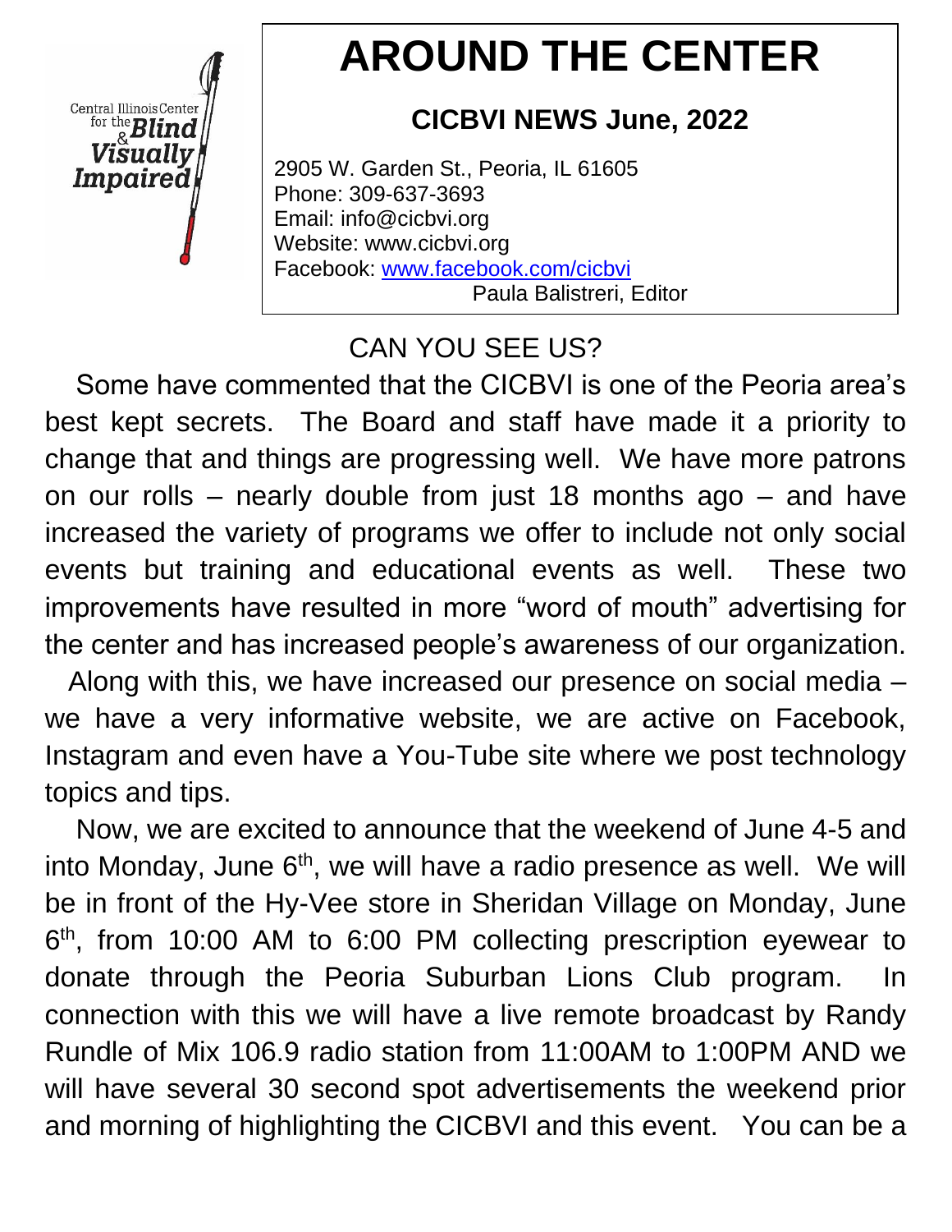Central Illinois Center for the Blind & Visually Impaired

# AROUND THE CENTER

## CICBVI NEWS June, 2022

2905 W. Garden St., Peoria, IL 61605
Phone: 309-637-3693
Email: info@cicbvi.org
Website: www.cicbvi.org
Facebook: [www.facebook.com/cicbvi](http://www.facebook.com/cicbvi)
Paula Balistreri, Editor

### CAN YOU SEE US?

Some have commented that the CICBVI is one of the Peoria area's best kept secrets. The Board and staff have made it a priority to change that and things are progressing well. We have more patrons on our rolls – nearly double from just 18 months ago – and have increased the variety of programs we offer to include not only social events but training and educational events as well. These two improvements have resulted in more "word of mouth" advertising for the center and has increased people's awareness of our organization.

Along with this, we have increased our presence on social media – we have a very informative website, we are active on Facebook, Instagram and even have a You-Tube site where we post technology topics and tips.

Now, we are excited to announce that the weekend of June 4-5 and into Monday, June 6th, we will have a radio presence as well. We will be in front of the Hy-Vee store in Sheridan Village on Monday, June 6th, from 10:00 AM to 6:00 PM collecting prescription eyewear to donate through the Peoria Suburban Lions Club program. In connection with this we will have a live remote broadcast by Randy Rundle of Mix 106.9 radio station from 11:00AM to 1:00PM AND we will have several 30 second spot advertisements the weekend prior and morning of highlighting the CICBVI and this event. You can be a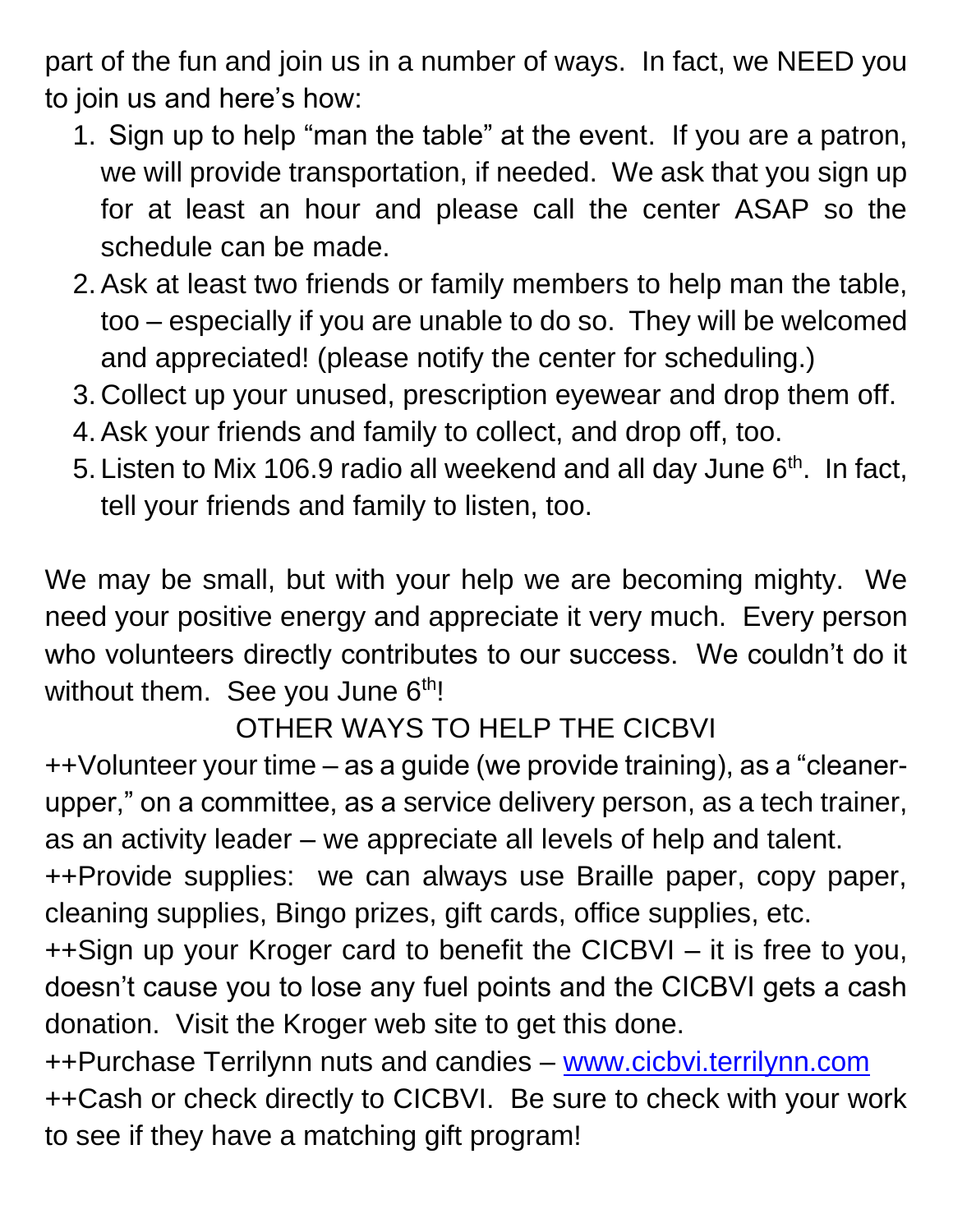part of the fun and join us in a number of ways. In fact, we NEED you to join us and here's how:

1. Sign up to help "man the table" at the event. If you are a patron, we will provide transportation, if needed. We ask that you sign up for at least an hour and please call the center ASAP so the schedule can be made.
2. Ask at least two friends or family members to help man the table, too – especially if you are unable to do so. They will be welcomed and appreciated! (please notify the center for scheduling.)
3. Collect up your unused, prescription eyewear and drop them off.
4. Ask your friends and family to collect, and drop off, too.
5. Listen to Mix 106.9 radio all weekend and all day June 6th. In fact, tell your friends and family to listen, too.

We may be small, but with your help we are becoming mighty. We need your positive energy and appreciate it very much. Every person who volunteers directly contributes to our success. We couldn't do it without them. See you June 6th!

OTHER WAYS TO HELP THE CICBVI

++Volunteer your time – as a guide (we provide training), as a "cleaner-upper," on a committee, as a service delivery person, as a tech trainer, as an activity leader – we appreciate all levels of help and talent.

++Provide supplies: we can always use Braille paper, copy paper, cleaning supplies, Bingo prizes, gift cards, office supplies, etc.

++Sign up your Kroger card to benefit the CICBVI – it is free to you, doesn't cause you to lose any fuel points and the CICBVI gets a cash donation. Visit the Kroger web site to get this done.

++Purchase Terrilynn nuts and candies – [www.cicbvi.terrilynn.com](http://www.cicbvi.terrilynn.com)

++Cash or check directly to CICBVI. Be sure to check with your work to see if they have a matching gift program!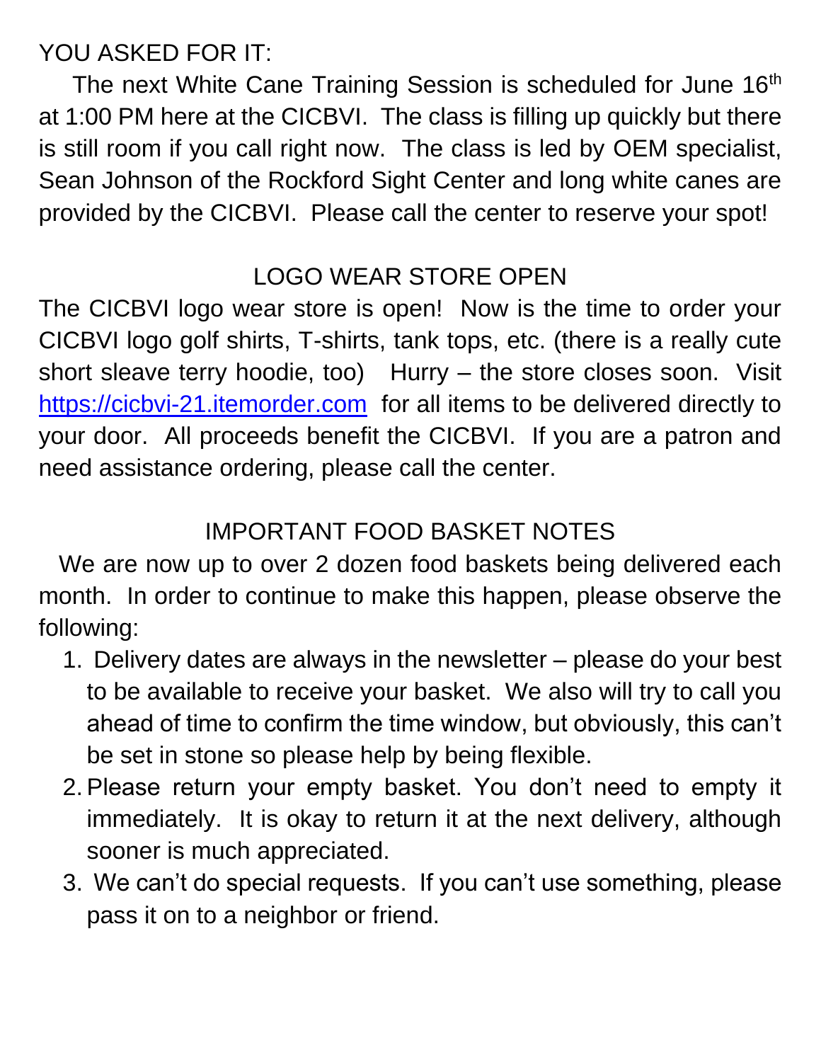YOU ASKED FOR IT:

The next White Cane Training Session is scheduled for June 16th at 1:00 PM here at the CICBVI. The class is filling up quickly but there is still room if you call right now. The class is led by OEM specialist, Sean Johnson of the Rockford Sight Center and long white canes are provided by the CICBVI. Please call the center to reserve your spot!

## LOGO WEAR STORE OPEN

The CICBVI logo wear store is open! Now is the time to order your CICBVI logo golf shirts, T-shirts, tank tops, etc. (there is a really cute short sleave terry hoodie, too) Hurry – the store closes soon. Visit https://cicbvi-21.itemorder.com for all items to be delivered directly to your door. All proceeds benefit the CICBVI. If you are a patron and need assistance ordering, please call the center.

## IMPORTANT FOOD BASKET NOTES

We are now up to over 2 dozen food baskets being delivered each month. In order to continue to make this happen, please observe the following:

1. Delivery dates are always in the newsletter – please do your best to be available to receive your basket. We also will try to call you ahead of time to confirm the time window, but obviously, this can't be set in stone so please help by being flexible.
2. Please return your empty basket. You don't need to empty it immediately. It is okay to return it at the next delivery, although sooner is much appreciated.
3. We can't do special requests. If you can't use something, please pass it on to a neighbor or friend.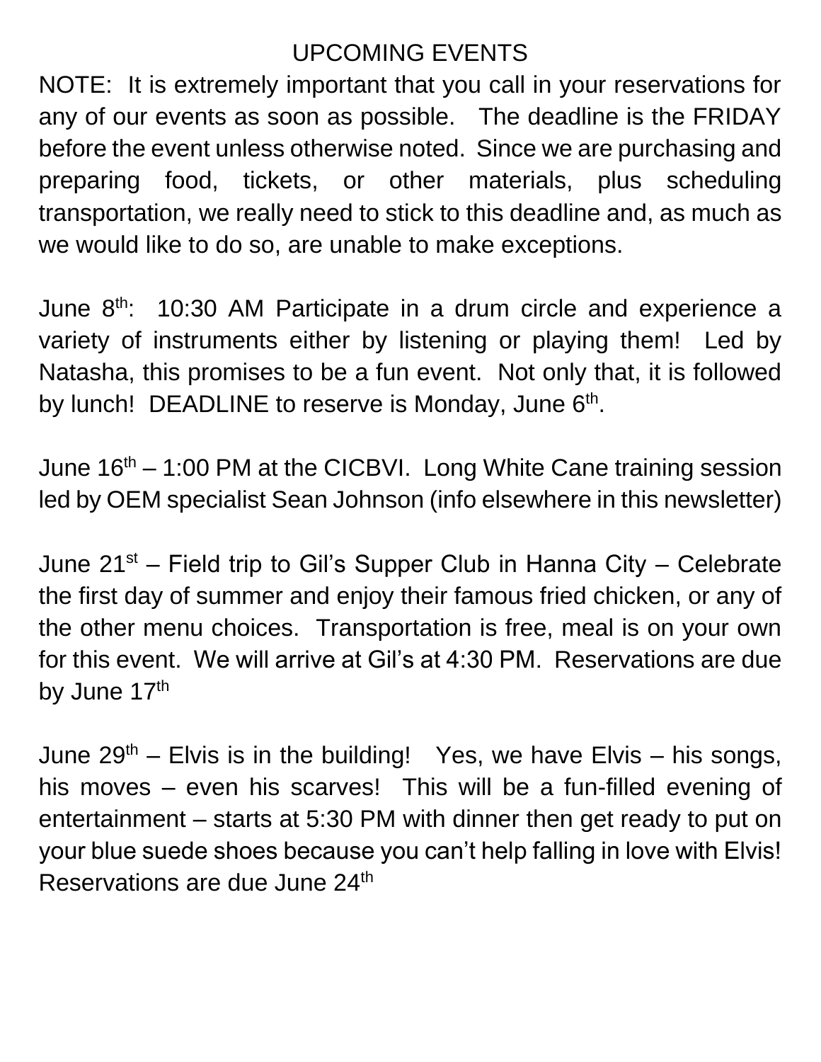# UPCOMING EVENTS

NOTE: It is extremely important that you call in your reservations for any of our events as soon as possible. The deadline is the FRIDAY before the event unless otherwise noted. Since we are purchasing and preparing food, tickets, or other materials, plus scheduling transportation, we really need to stick to this deadline and, as much as we would like to do so, are unable to make exceptions.

June 8th: 10:30 AM Participate in a drum circle and experience a variety of instruments either by listening or playing them! Led by Natasha, this promises to be a fun event. Not only that, it is followed by lunch! DEADLINE to reserve is Monday, June 6th.

June 16th – 1:00 PM at the CICBVI. Long White Cane training session led by OEM specialist Sean Johnson (info elsewhere in this newsletter)

June 21st – Field trip to Gil's Supper Club in Hanna City – Celebrate the first day of summer and enjoy their famous fried chicken, or any of the other menu choices. Transportation is free, meal is on your own for this event. We will arrive at Gil's at 4:30 PM. Reservations are due by June 17th

June 29th – Elvis is in the building! Yes, we have Elvis – his songs, his moves – even his scarves! This will be a fun-filled evening of entertainment – starts at 5:30 PM with dinner then get ready to put on your blue suede shoes because you can't help falling in love with Elvis! Reservations are due June 24th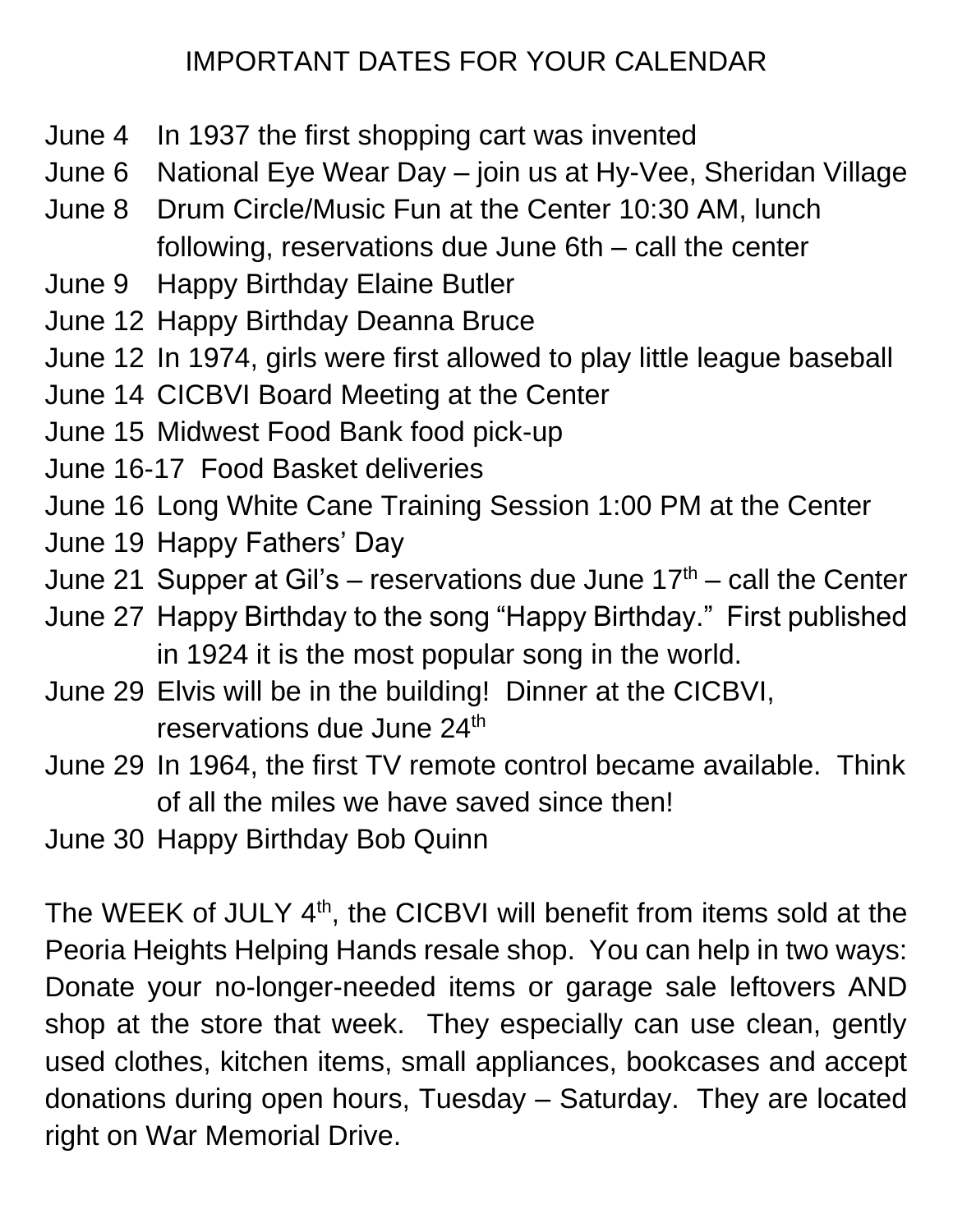# IMPORTANT DATES FOR YOUR CALENDAR

June 4 In 1937 the first shopping cart was invented
June 6 National Eye Wear Day – join us at Hy-Vee, Sheridan Village
June 8 Drum Circle/Music Fun at the Center 10:30 AM, lunch following, reservations due June 6th – call the center
June 9 Happy Birthday Elaine Butler
June 12 Happy Birthday Deanna Bruce
June 12 In 1974, girls were first allowed to play little league baseball
June 14 CICBVI Board Meeting at the Center
June 15 Midwest Food Bank food pick-up
June 16-17 Food Basket deliveries
June 16 Long White Cane Training Session 1:00 PM at the Center
June 19 Happy Fathers' Day
June 21 Supper at Gil's – reservations due June 17th – call the Center
June 27 Happy Birthday to the song "Happy Birthday." First published in 1924 it is the most popular song in the world.
June 29 Elvis will be in the building! Dinner at the CICBVI, reservations due June 24th
June 29 In 1964, the first TV remote control became available. Think of all the miles we have saved since then!
June 30 Happy Birthday Bob Quinn

The WEEK of JULY 4th, the CICBVI will benefit from items sold at the Peoria Heights Helping Hands resale shop. You can help in two ways: Donate your no-longer-needed items or garage sale leftovers AND shop at the store that week. They especially can use clean, gently used clothes, kitchen items, small appliances, bookcases and accept donations during open hours, Tuesday – Saturday. They are located right on War Memorial Drive.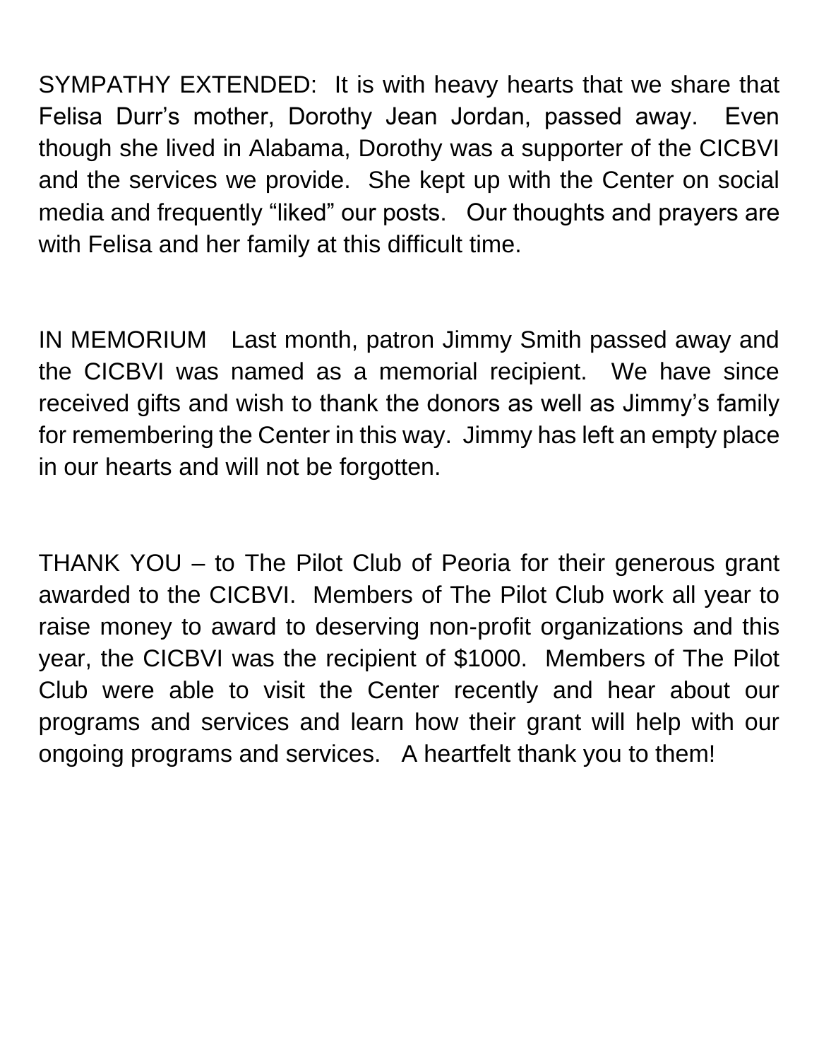SYMPATHY EXTENDED: It is with heavy hearts that we share that Felisa Durr's mother, Dorothy Jean Jordan, passed away. Even though she lived in Alabama, Dorothy was a supporter of the CICBVI and the services we provide. She kept up with the Center on social media and frequently "liked" our posts. Our thoughts and prayers are with Felisa and her family at this difficult time.

IN MEMORIUM Last month, patron Jimmy Smith passed away and the CICBVI was named as a memorial recipient. We have since received gifts and wish to thank the donors as well as Jimmy's family for remembering the Center in this way. Jimmy has left an empty place in our hearts and will not be forgotten.

THANK YOU – to The Pilot Club of Peoria for their generous grant awarded to the CICBVI. Members of The Pilot Club work all year to raise money to award to deserving non-profit organizations and this year, the CICBVI was the recipient of $1000. Members of The Pilot Club were able to visit the Center recently and hear about our programs and services and learn how their grant will help with our ongoing programs and services. A heartfelt thank you to them!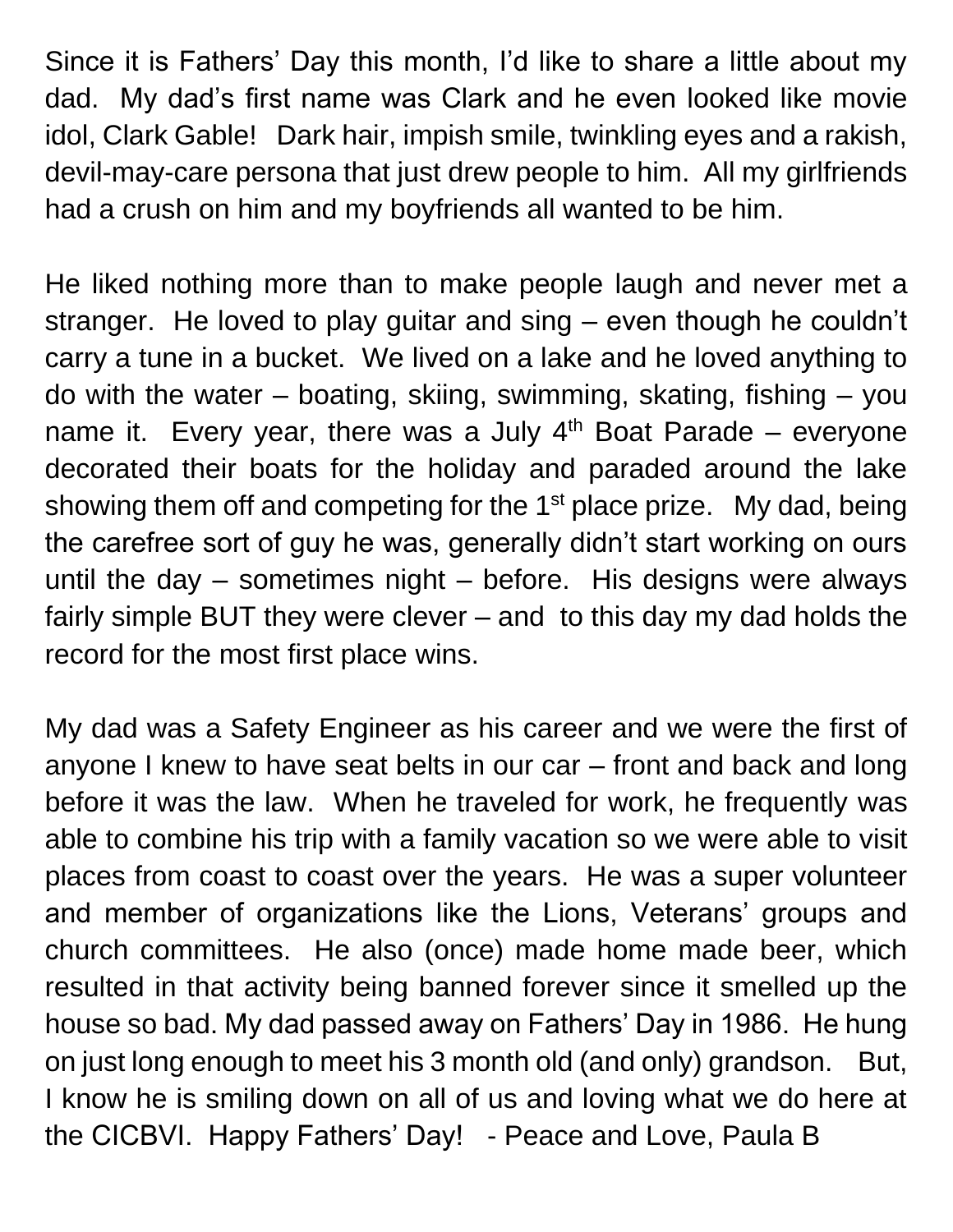Since it is Fathers' Day this month, I'd like to share a little about my dad. My dad's first name was Clark and he even looked like movie idol, Clark Gable! Dark hair, impish smile, twinkling eyes and a rakish, devil-may-care persona that just drew people to him. All my girlfriends had a crush on him and my boyfriends all wanted to be him.

He liked nothing more than to make people laugh and never met a stranger. He loved to play guitar and sing – even though he couldn't carry a tune in a bucket. We lived on a lake and he loved anything to do with the water – boating, skiing, swimming, skating, fishing – you name it. Every year, there was a July 4th Boat Parade – everyone decorated their boats for the holiday and paraded around the lake showing them off and competing for the 1st place prize. My dad, being the carefree sort of guy he was, generally didn't start working on ours until the day – sometimes night – before. His designs were always fairly simple BUT they were clever – and to this day my dad holds the record for the most first place wins.

My dad was a Safety Engineer as his career and we were the first of anyone I knew to have seat belts in our car – front and back and long before it was the law. When he traveled for work, he frequently was able to combine his trip with a family vacation so we were able to visit places from coast to coast over the years. He was a super volunteer and member of organizations like the Lions, Veterans' groups and church committees. He also (once) made home made beer, which resulted in that activity being banned forever since it smelled up the house so bad. My dad passed away on Fathers' Day in 1986. He hung on just long enough to meet his 3 month old (and only) grandson. But, I know he is smiling down on all of us and loving what we do here at the CICBVI. Happy Fathers' Day! - Peace and Love, Paula B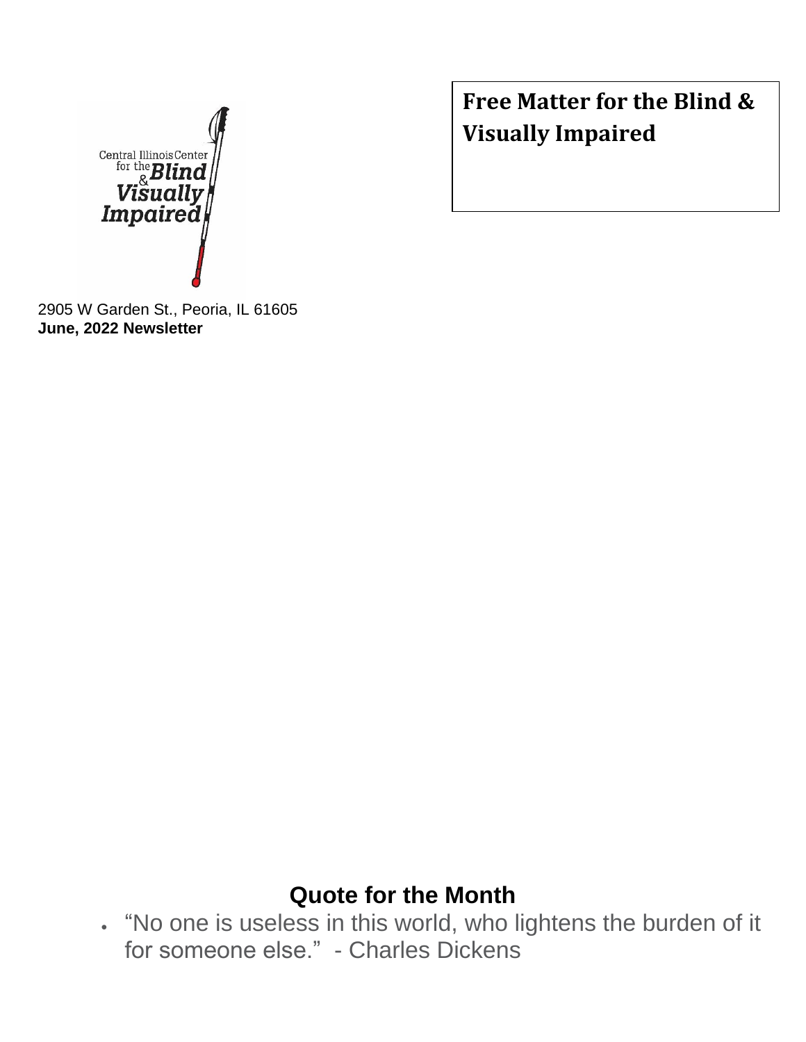Central Illinois Center for the Blind & Visually Impaired

**Free Matter for the Blind & Visually Impaired**

2905 W Garden St., Peoria, IL 61605
**June, 2022 Newsletter**

## Quote for the Month

- "No one is useless in this world, who lightens the burden of it for someone else." - Charles Dickens